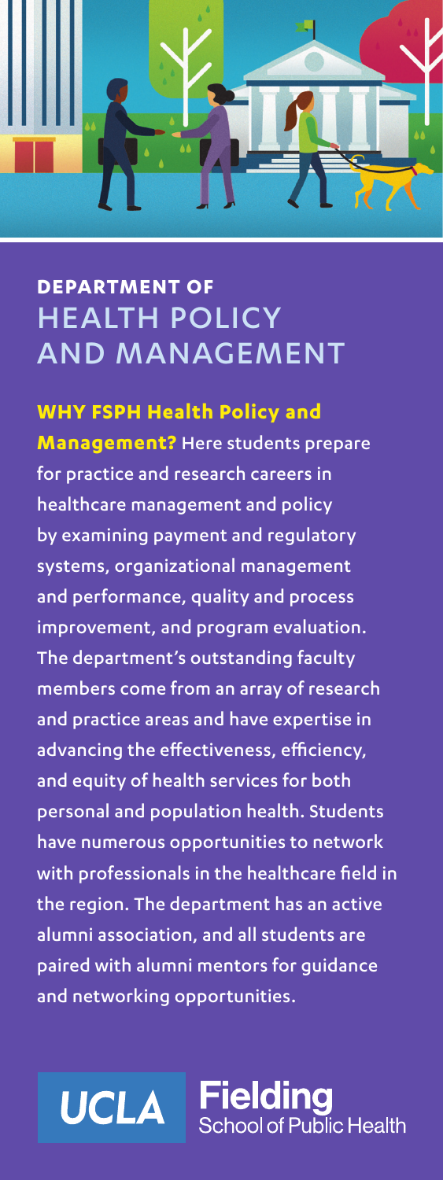# DEPARTMENT OF HEALTH POLICY AND MANAGEMENT

**WHY FSPH Health Policy and Management?** Here students prepare for practice and research careers in healthcare management and policy by examining payment and regulatory systems, organizational management and performance, quality and process improvement, and program evaluation. The department's outstanding faculty members come from an array of research and practice areas and have expertise in advancing the effectiveness, efficiency, and equity of health services for both personal and population health. Students have numerous opportunities to network with professionals in the healthcare field in the region. The department has an active alumni association, and all students are paired with alumni mentors for guidance and networking opportunities.

UCLA Fielding School of Public Health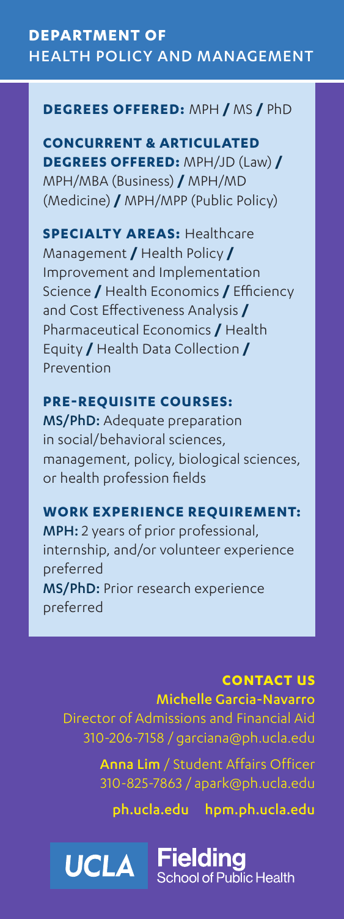# DEPARTMENT OF HEALTH POLICY AND MANAGEMENT

**DEGREES OFFERED:** MPH / MS / PhD

**CONCURRENT & ARTICULATED DEGREES OFFERED:** MPH/JD (Law) / MPH/MBA (Business) / MPH/MD (Medicine) / MPH/MPP (Public Policy)

**SPECIALTY AREAS:** Healthcare Management / Health Policy / Improvement and Implementation Science / Health Economics / Efficiency and Cost Effectiveness Analysis / Pharmaceutical Economics / Health Equity / Health Data Collection / Prevention

**PRE-REQUISITE COURSES:**

**MS/PhD:** Adequate preparation in social/behavioral sciences, management, policy, biological sciences, or health profession fields

**WORK EXPERIENCE REQUIREMENT:**

**MPH:** 2 years of prior professional, internship, and/or volunteer experience preferred

**MS/PhD:** Prior research experience preferred

**CONTACT US**

**Michelle Garcia-Navarro**
Director of Admissions and Financial Aid
310-206-7158 / garciana@ph.ucla.edu

**Anna Lim** / Student Affairs Officer
310-825-7863 / apark@ph.ucla.edu

ph.ucla.edu hpm.ph.ucla.edu

UCLA Fielding School of Public Health